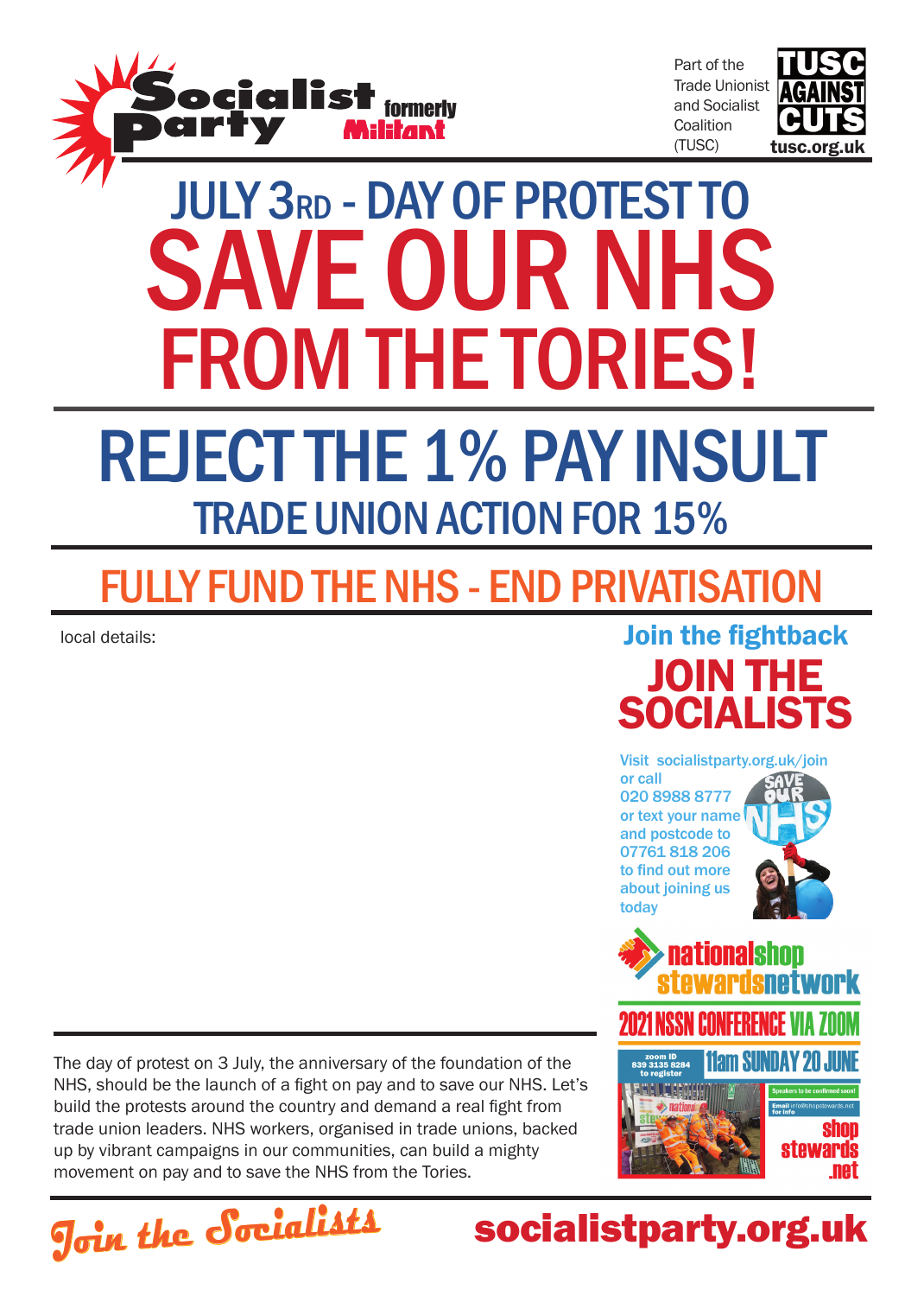Socialist Party formerly Militant

Part of the Trade Unionist and Socialist Coalition (TUSC)

TUSC AGAINST CUTS
tusc.org.uk

# JULY 3RD - DAY OF PROTEST TO SAVE OUR NHS FROM THE TORIES!

## REJECT THE 1% PAY INSULT

### TRADE UNION ACTION FOR 15%

## FULLY FUND THE NHS - END PRIVATISATION

local details:

The day of protest on 3 July, the anniversary of the foundation of the NHS, should be the launch of a fight on pay and to save our NHS. Let's build the protests around the country and demand a real fight from trade union leaders. NHS workers, organised in trade unions, backed up by vibrant campaigns in our communities, can build a mighty movement on pay and to save the NHS from the Tories.

**Join the fightback**

## JOIN THE SOCIALISTS

Visit socialistparty.org.uk/join or call 020 8988 8777 or text your name and postcode to 07761 818 206 to find out more about joining us today

SAVE OUR NHS

national shop stewards network

2021 NSSN CONFERENCE VIA ZOOM

zoom ID 839 3135 8284 to register

11am SUNDAY 20 JUNE

Speakers to be confirmed soon!

Email info@shopstewards.net for info

shopstewards.net

Join the Socialists

socialistparty.org.uk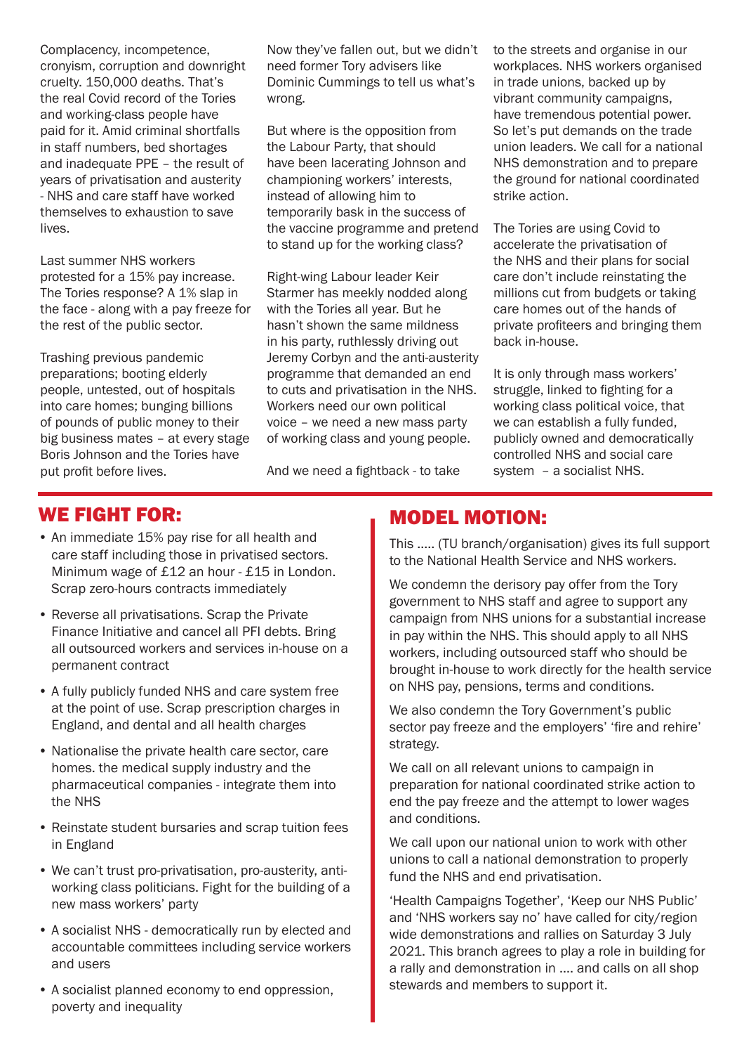Complacency, incompetence, cronyism, corruption and downright cruelty. 150,000 deaths. That's the real Covid record of the Tories and working-class people have paid for it. Amid criminal shortfalls in staff numbers, bed shortages and inadequate PPE – the result of years of privatisation and austerity - NHS and care staff have worked themselves to exhaustion to save lives.

Last summer NHS workers protested for a 15% pay increase. The Tories response? A 1% slap in the face - along with a pay freeze for the rest of the public sector.

Trashing previous pandemic preparations; booting elderly people, untested, out of hospitals into care homes; bunging billions of pounds of public money to their big business mates – at every stage Boris Johnson and the Tories have put profit before lives.

Now they've fallen out, but we didn't need former Tory advisers like Dominic Cummings to tell us what's wrong.

But where is the opposition from the Labour Party, that should have been lacerating Johnson and championing workers' interests, instead of allowing him to temporarily bask in the success of the vaccine programme and pretend to stand up for the working class?

Right-wing Labour leader Keir Starmer has meekly nodded along with the Tories all year. But he hasn't shown the same mildness in his party, ruthlessly driving out Jeremy Corbyn and the anti-austerity programme that demanded an end to cuts and privatisation in the NHS. Workers need our own political voice – we need a new mass party of working class and young people.

And we need a fightback - to take to the streets and organise in our workplaces. NHS workers organised in trade unions, backed up by vibrant community campaigns, have tremendous potential power. So let's put demands on the trade union leaders. We call for a national NHS demonstration and to prepare the ground for national coordinated strike action.

The Tories are using Covid to accelerate the privatisation of the NHS and their plans for social care don't include reinstating the millions cut from budgets or taking care homes out of the hands of private profiteers and bringing them back in-house.

It is only through mass workers' struggle, linked to fighting for a working class political voice, that we can establish a fully funded, publicly owned and democratically controlled NHS and social care system – a socialist NHS.

## WE FIGHT FOR:

- An immediate 15% pay rise for all health and care staff including those in privatised sectors. Minimum wage of £12 an hour - £15 in London. Scrap zero-hours contracts immediately
- Reverse all privatisations. Scrap the Private Finance Initiative and cancel all PFI debts. Bring all outsourced workers and services in-house on a permanent contract
- A fully publicly funded NHS and care system free at the point of use. Scrap prescription charges in England, and dental and all health charges
- Nationalise the private health care sector, care homes. the medical supply industry and the pharmaceutical companies - integrate them into the NHS
- Reinstate student bursaries and scrap tuition fees in England
- We can't trust pro-privatisation, pro-austerity, anti-working class politicians. Fight for the building of a new mass workers' party
- A socialist NHS - democratically run by elected and accountable committees including service workers and users
- A socialist planned economy to end oppression, poverty and inequality

## MODEL MOTION:

This ..... (TU branch/organisation) gives its full support to the National Health Service and NHS workers.

We condemn the derisory pay offer from the Tory government to NHS staff and agree to support any campaign from NHS unions for a substantial increase in pay within the NHS. This should apply to all NHS workers, including outsourced staff who should be brought in-house to work directly for the health service on NHS pay, pensions, terms and conditions.

We also condemn the Tory Government's public sector pay freeze and the employers' 'fire and rehire' strategy.

We call on all relevant unions to campaign in preparation for national coordinated strike action to end the pay freeze and the attempt to lower wages and conditions.

We call upon our national union to work with other unions to call a national demonstration to properly fund the NHS and end privatisation.

'Health Campaigns Together', 'Keep our NHS Public' and 'NHS workers say no' have called for city/region wide demonstrations and rallies on Saturday 3 July 2021. This branch agrees to play a role in building for a rally and demonstration in .... and calls on all shop stewards and members to support it.